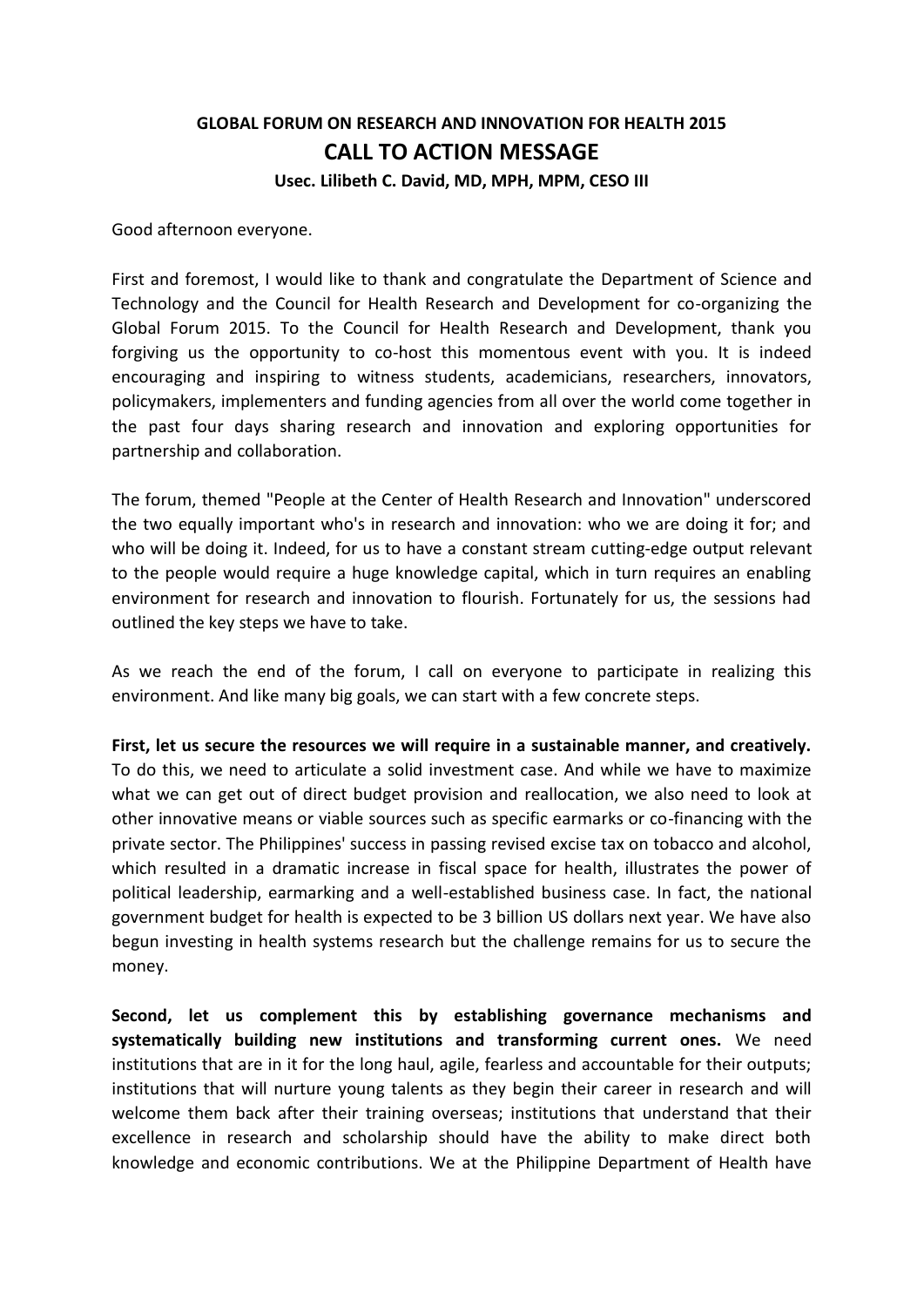# GLOBAL FORUM ON RESEARCH AND INNOVATION FOR HEALTH 2015

## CALL TO ACTION MESSAGE

### Usec. Lilibeth C. David, MD, MPH, MPM, CESO III

Good afternoon everyone.

First and foremost, I would like to thank and congratulate the Department of Science and Technology and the Council for Health Research and Development for co-organizing the Global Forum 2015. To the Council for Health Research and Development, thank you forgiving us the opportunity to co-host this momentous event with you. It is indeed encouraging and inspiring to witness students, academicians, researchers, innovators, policymakers, implementers and funding agencies from all over the world come together in the past four days sharing research and innovation and exploring opportunities for partnership and collaboration.

The forum, themed "People at the Center of Health Research and Innovation" underscored the two equally important who's in research and innovation: who we are doing it for; and who will be doing it. Indeed, for us to have a constant stream cutting-edge output relevant to the people would require a huge knowledge capital, which in turn requires an enabling environment for research and innovation to flourish. Fortunately for us, the sessions had outlined the key steps we have to take.

As we reach the end of the forum, I call on everyone to participate in realizing this environment. And like many big goals, we can start with a few concrete steps.

**First, let us secure the resources we will require in a sustainable manner, and creatively.** To do this, we need to articulate a solid investment case. And while we have to maximize what we can get out of direct budget provision and reallocation, we also need to look at other innovative means or viable sources such as specific earmarks or co-financing with the private sector. The Philippines' success in passing revised excise tax on tobacco and alcohol, which resulted in a dramatic increase in fiscal space for health, illustrates the power of political leadership, earmarking and a well-established business case. In fact, the national government budget for health is expected to be 3 billion US dollars next year. We have also begun investing in health systems research but the challenge remains for us to secure the money.

**Second, let us complement this by establishing governance mechanisms and systematically building new institutions and transforming current ones.** We need institutions that are in it for the long haul, agile, fearless and accountable for their outputs; institutions that will nurture young talents as they begin their career in research and will welcome them back after their training overseas; institutions that understand that their excellence in research and scholarship should have the ability to make direct both knowledge and economic contributions. We at the Philippine Department of Health have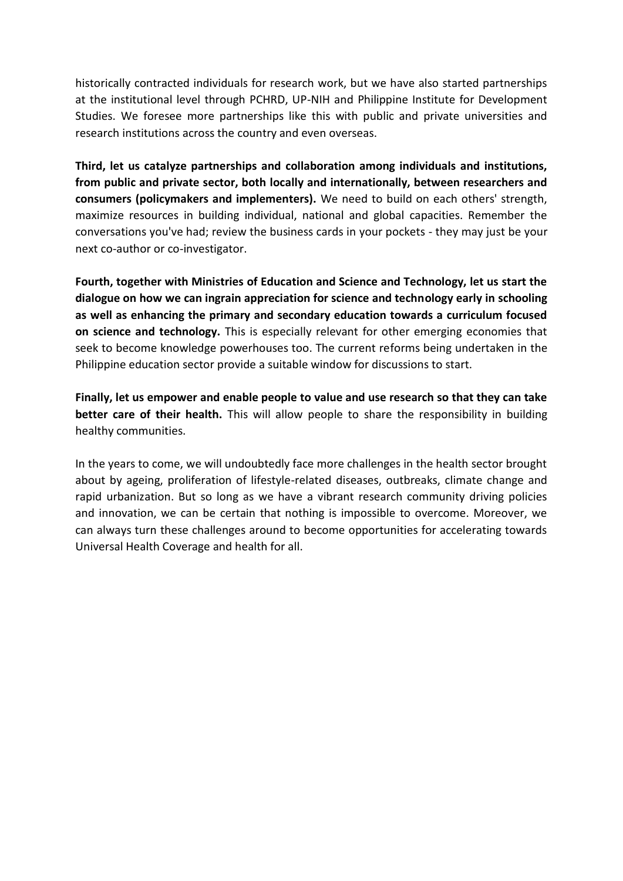historically contracted individuals for research work, but we have also started partnerships at the institutional level through PCHRD, UP-NIH and Philippine Institute for Development Studies. We foresee more partnerships like this with public and private universities and research institutions across the country and even overseas.

**Third, let us catalyze partnerships and collaboration among individuals and institutions, from public and private sector, both locally and internationally, between researchers and consumers (policymakers and implementers).** We need to build on each others' strength, maximize resources in building individual, national and global capacities. Remember the conversations you've had; review the business cards in your pockets - they may just be your next co-author or co-investigator.

**Fourth, together with Ministries of Education and Science and Technology, let us start the dialogue on how we can ingrain appreciation for science and technology early in schooling as well as enhancing the primary and secondary education towards a curriculum focused on science and technology.** This is especially relevant for other emerging economies that seek to become knowledge powerhouses too. The current reforms being undertaken in the Philippine education sector provide a suitable window for discussions to start.

**Finally, let us empower and enable people to value and use research so that they can take better care of their health.** This will allow people to share the responsibility in building healthy communities.

In the years to come, we will undoubtedly face more challenges in the health sector brought about by ageing, proliferation of lifestyle-related diseases, outbreaks, climate change and rapid urbanization. But so long as we have a vibrant research community driving policies and innovation, we can be certain that nothing is impossible to overcome. Moreover, we can always turn these challenges around to become opportunities for accelerating towards Universal Health Coverage and health for all.